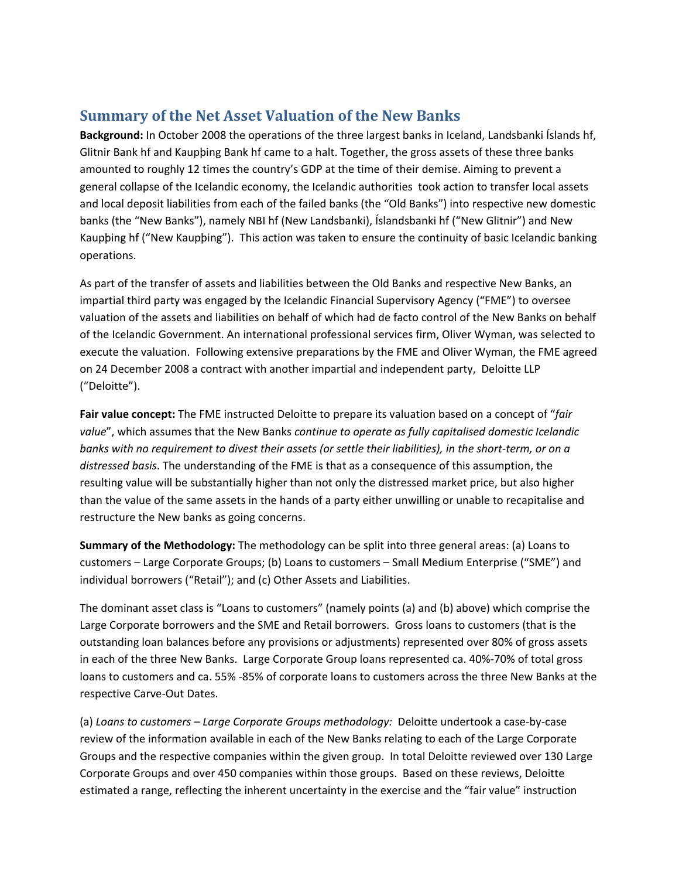## Summary of the Net Asset Valuation of the New Banks

**Background:** In October 2008 the operations of the three largest banks in Iceland, Landsbanki Íslands hf, Glitnir Bank hf and Kaupþing Bank hf came to a halt. Together, the gross assets of these three banks amounted to roughly 12 times the country's GDP at the time of their demise. Aiming to prevent a general collapse of the Icelandic economy, the Icelandic authorities took action to transfer local assets and local deposit liabilities from each of the failed banks (the "Old Banks") into respective new domestic banks (the "New Banks"), namely NBI hf (New Landsbanki), Íslandsbanki hf ("New Glitnir") and New Kaupþing hf ("New Kaupþing"). This action was taken to ensure the continuity of basic Icelandic banking operations.

As part of the transfer of assets and liabilities between the Old Banks and respective New Banks, an impartial third party was engaged by the Icelandic Financial Supervisory Agency ("FME") to oversee valuation of the assets and liabilities on behalf of which had de facto control of the New Banks on behalf of the Icelandic Government. An international professional services firm, Oliver Wyman, was selected to execute the valuation. Following extensive preparations by the FME and Oliver Wyman, the FME agreed on 24 December 2008 a contract with another impartial and independent party, Deloitte LLP ("Deloitte").

**Fair value concept:** The FME instructed Deloitte to prepare its valuation based on a concept of "*fair value*", which assumes that the New Banks *continue to operate as fully capitalised domestic Icelandic banks with no requirement to divest their assets (or settle their liabilities), in the short-term, or on a distressed basis*. The understanding of the FME is that as a consequence of this assumption, the resulting value will be substantially higher than not only the distressed market price, but also higher than the value of the same assets in the hands of a party either unwilling or unable to recapitalise and restructure the New banks as going concerns.

**Summary of the Methodology:** The methodology can be split into three general areas: (a) Loans to customers – Large Corporate Groups; (b) Loans to customers – Small Medium Enterprise ("SME") and individual borrowers ("Retail"); and (c) Other Assets and Liabilities.

The dominant asset class is "Loans to customers" (namely points (a) and (b) above) which comprise the Large Corporate borrowers and the SME and Retail borrowers. Gross loans to customers (that is the outstanding loan balances before any provisions or adjustments) represented over 80% of gross assets in each of the three New Banks. Large Corporate Group loans represented ca. 40%-70% of total gross loans to customers and ca. 55% -85% of corporate loans to customers across the three New Banks at the respective Carve-Out Dates.

(a) *Loans to customers – Large Corporate Groups methodology:* Deloitte undertook a case-by-case review of the information available in each of the New Banks relating to each of the Large Corporate Groups and the respective companies within the given group. In total Deloitte reviewed over 130 Large Corporate Groups and over 450 companies within those groups. Based on these reviews, Deloitte estimated a range, reflecting the inherent uncertainty in the exercise and the "fair value" instruction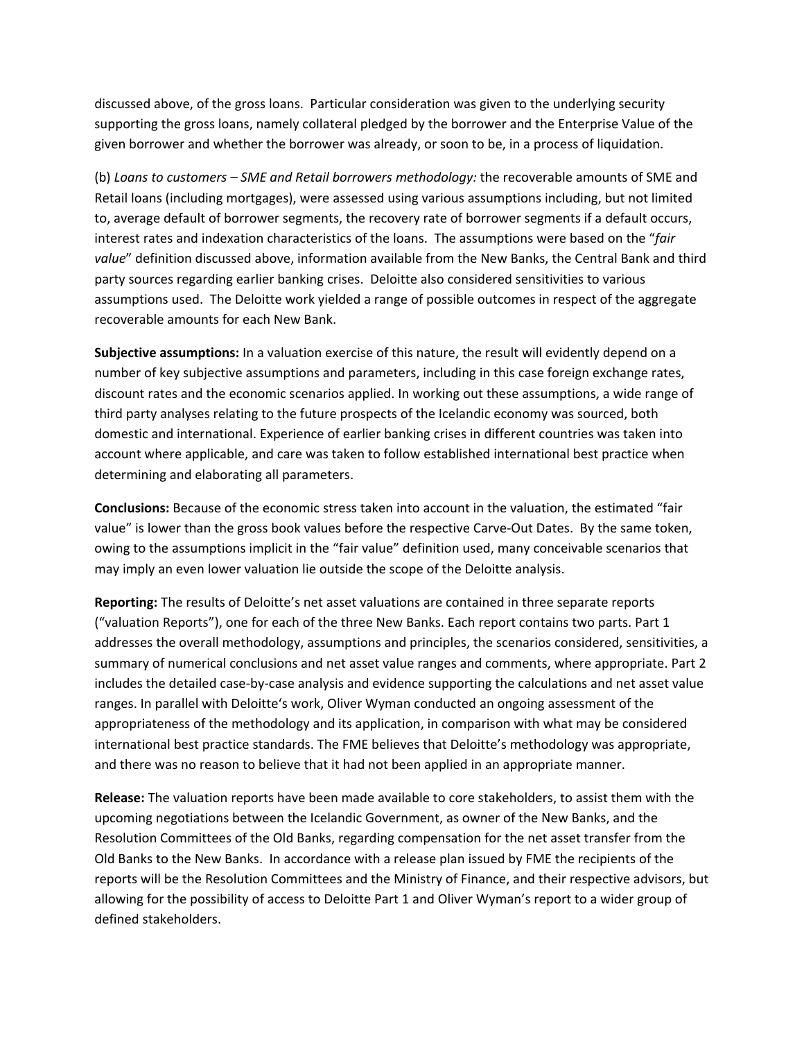discussed above, of the gross loans. Particular consideration was given to the underlying security supporting the gross loans, namely collateral pledged by the borrower and the Enterprise Value of the given borrower and whether the borrower was already, or soon to be, in a process of liquidation.

(b) *Loans to customers – SME and Retail borrowers methodology:* the recoverable amounts of SME and Retail loans (including mortgages), were assessed using various assumptions including, but not limited to, average default of borrower segments, the recovery rate of borrower segments if a default occurs, interest rates and indexation characteristics of the loans. The assumptions were based on the "*fair value*" definition discussed above, information available from the New Banks, the Central Bank and third party sources regarding earlier banking crises. Deloitte also considered sensitivities to various assumptions used. The Deloitte work yielded a range of possible outcomes in respect of the aggregate recoverable amounts for each New Bank.

**Subjective assumptions:** In a valuation exercise of this nature, the result will evidently depend on a number of key subjective assumptions and parameters, including in this case foreign exchange rates, discount rates and the economic scenarios applied. In working out these assumptions, a wide range of third party analyses relating to the future prospects of the Icelandic economy was sourced, both domestic and international. Experience of earlier banking crises in different countries was taken into account where applicable, and care was taken to follow established international best practice when determining and elaborating all parameters.

**Conclusions:** Because of the economic stress taken into account in the valuation, the estimated "fair value" is lower than the gross book values before the respective Carve-Out Dates. By the same token, owing to the assumptions implicit in the "fair value" definition used, many conceivable scenarios that may imply an even lower valuation lie outside the scope of the Deloitte analysis.

**Reporting:** The results of Deloitte's net asset valuations are contained in three separate reports ("valuation Reports"), one for each of the three New Banks. Each report contains two parts. Part 1 addresses the overall methodology, assumptions and principles, the scenarios considered, sensitivities, a summary of numerical conclusions and net asset value ranges and comments, where appropriate. Part 2 includes the detailed case-by-case analysis and evidence supporting the calculations and net asset value ranges. In parallel with Deloitte's work, Oliver Wyman conducted an ongoing assessment of the appropriateness of the methodology and its application, in comparison with what may be considered international best practice standards. The FME believes that Deloitte's methodology was appropriate, and there was no reason to believe that it had not been applied in an appropriate manner.

**Release:** The valuation reports have been made available to core stakeholders, to assist them with the upcoming negotiations between the Icelandic Government, as owner of the New Banks, and the Resolution Committees of the Old Banks, regarding compensation for the net asset transfer from the Old Banks to the New Banks. In accordance with a release plan issued by FME the recipients of the reports will be the Resolution Committees and the Ministry of Finance, and their respective advisors, but allowing for the possibility of access to Deloitte Part 1 and Oliver Wyman's report to a wider group of defined stakeholders.